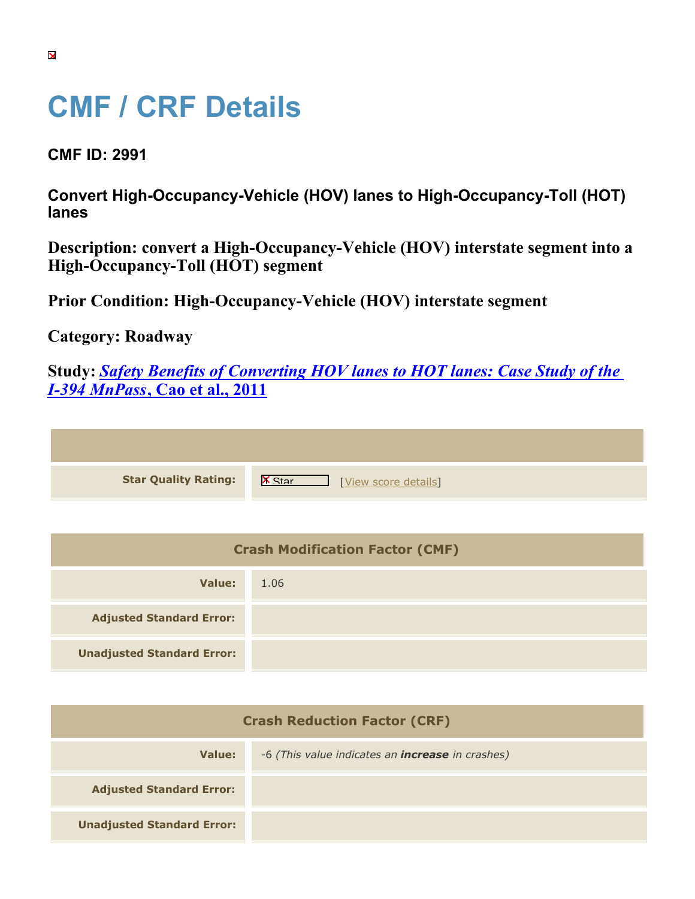# CMF / CRF Details

**CMF ID: 2991**

**Convert High-Occupancy-Vehicle (HOV) lanes to High-Occupancy-Toll (HOT) lanes**

**Description: convert a High-Occupancy-Vehicle (HOV) interstate segment into a High-Occupancy-Toll (HOT) segment**

**Prior Condition: High-Occupancy-Vehicle (HOV) interstate segment**

**Category: Roadway**

**Study:** ***Safety Benefits of Converting HOV lanes to HOT lanes: Case Study of the I-394 MnPass*, Cao et al., 2011**

| | |
|---|---|
| **Star Quality Rating:** | Star [View score details] |

| Crash Modification Factor (CMF) | |
|---|---|
| **Value:** | 1.06 |
| **Adjusted Standard Error:** | |
| **Unadjusted Standard Error:** | |

| Crash Reduction Factor (CRF) | |
|---|---|
| **Value:** | -6 *(This value indicates an **increase** in crashes)* |
| **Adjusted Standard Error:** | |
| **Unadjusted Standard Error:** | |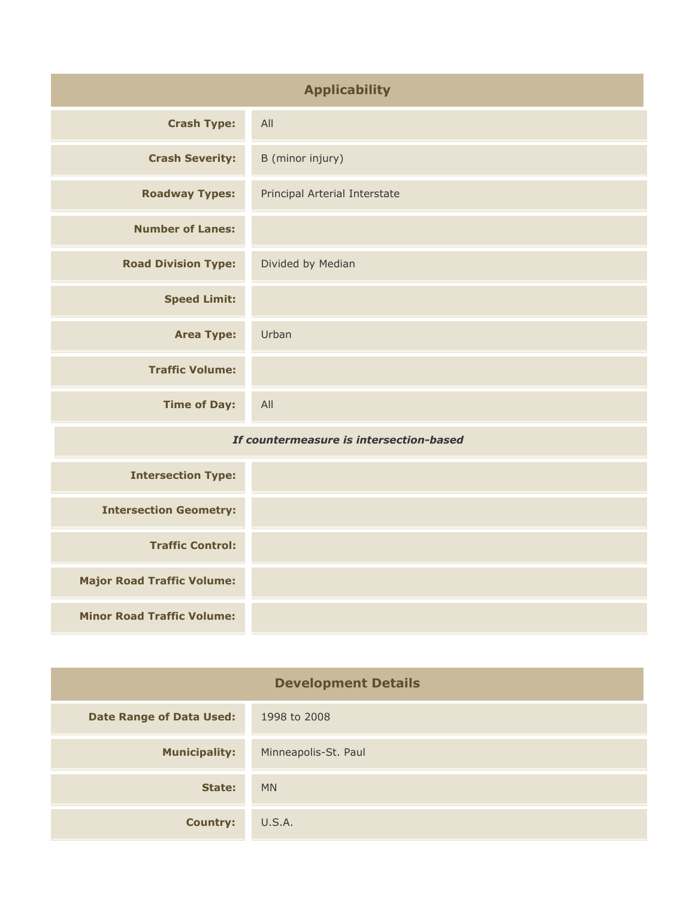## Applicability

| | |
|---|---|
| **Crash Type:** | All |
| **Crash Severity:** | B (minor injury) |
| **Roadway Types:** | Principal Arterial Interstate |
| **Number of Lanes:** | |
| **Road Division Type:** | Divided by Median |
| **Speed Limit:** | |
| **Area Type:** | Urban |
| **Traffic Volume:** | |
| **Time of Day:** | All |
| ***If countermeasure is intersection-based*** | |
| **Intersection Type:** | |
| **Intersection Geometry:** | |
| **Traffic Control:** | |
| **Major Road Traffic Volume:** | |
| **Minor Road Traffic Volume:** | |

## Development Details

| | |
|---|---|
| **Date Range of Data Used:** | 1998 to 2008 |
| **Municipality:** | Minneapolis-St. Paul |
| **State:** | MN |
| **Country:** | U.S.A. |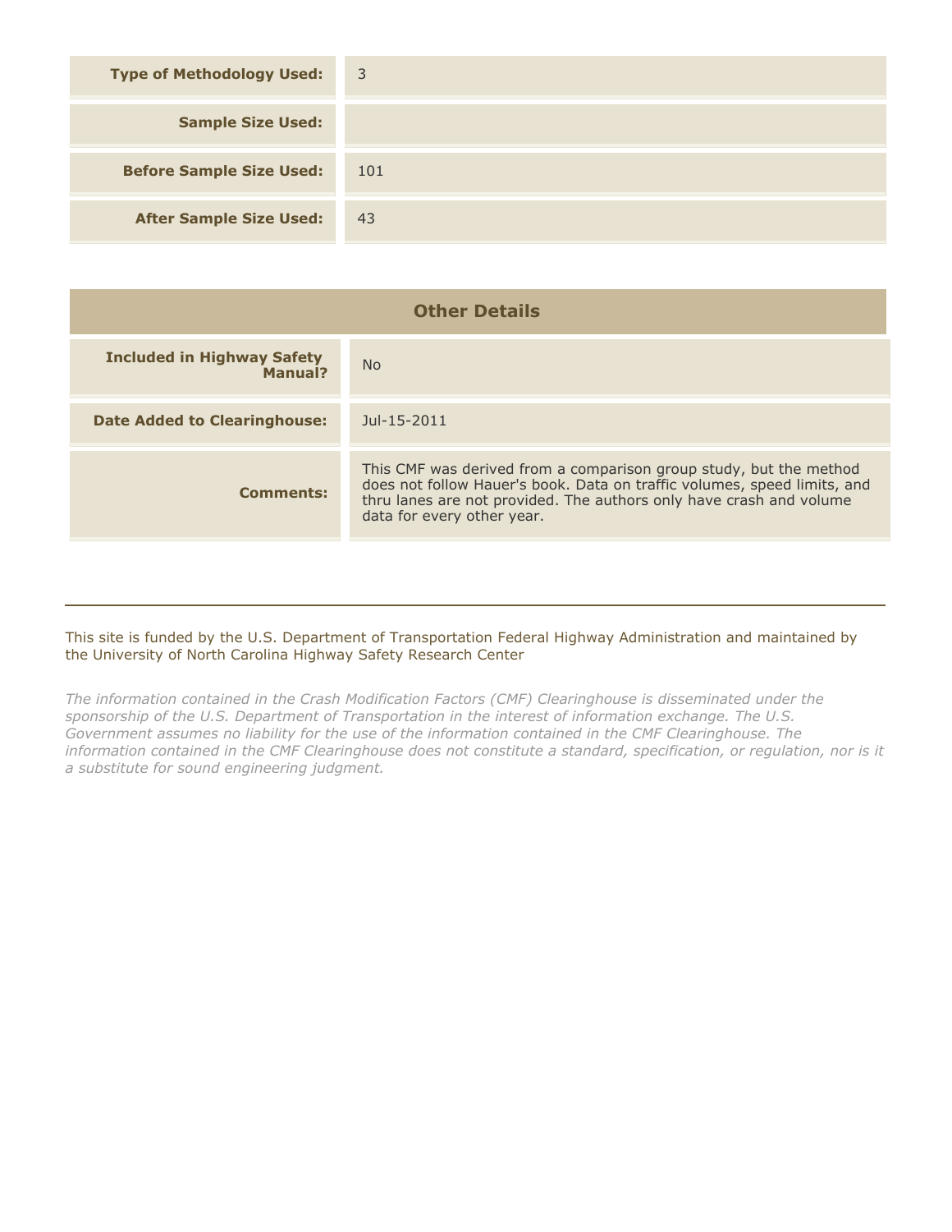| | |
|---|---|
| **Type of Methodology Used:** | 3 |
| **Sample Size Used:** | |
| **Before Sample Size Used:** | 101 |
| **After Sample Size Used:** | 43 |

## Other Details

| | |
|---|---|
| **Included in Highway Safety Manual?** | No |
| **Date Added to Clearinghouse:** | Jul-15-2011 |
| **Comments:** | This CMF was derived from a comparison group study, but the method does not follow Hauer's book. Data on traffic volumes, speed limits, and thru lanes are not provided. The authors only have crash and volume data for every other year. |

---

This site is funded by the U.S. Department of Transportation Federal Highway Administration and maintained by the University of North Carolina Highway Safety Research Center

*The information contained in the Crash Modification Factors (CMF) Clearinghouse is disseminated under the sponsorship of the U.S. Department of Transportation in the interest of information exchange. The U.S. Government assumes no liability for the use of the information contained in the CMF Clearinghouse. The information contained in the CMF Clearinghouse does not constitute a standard, specification, or regulation, nor is it a substitute for sound engineering judgment.*